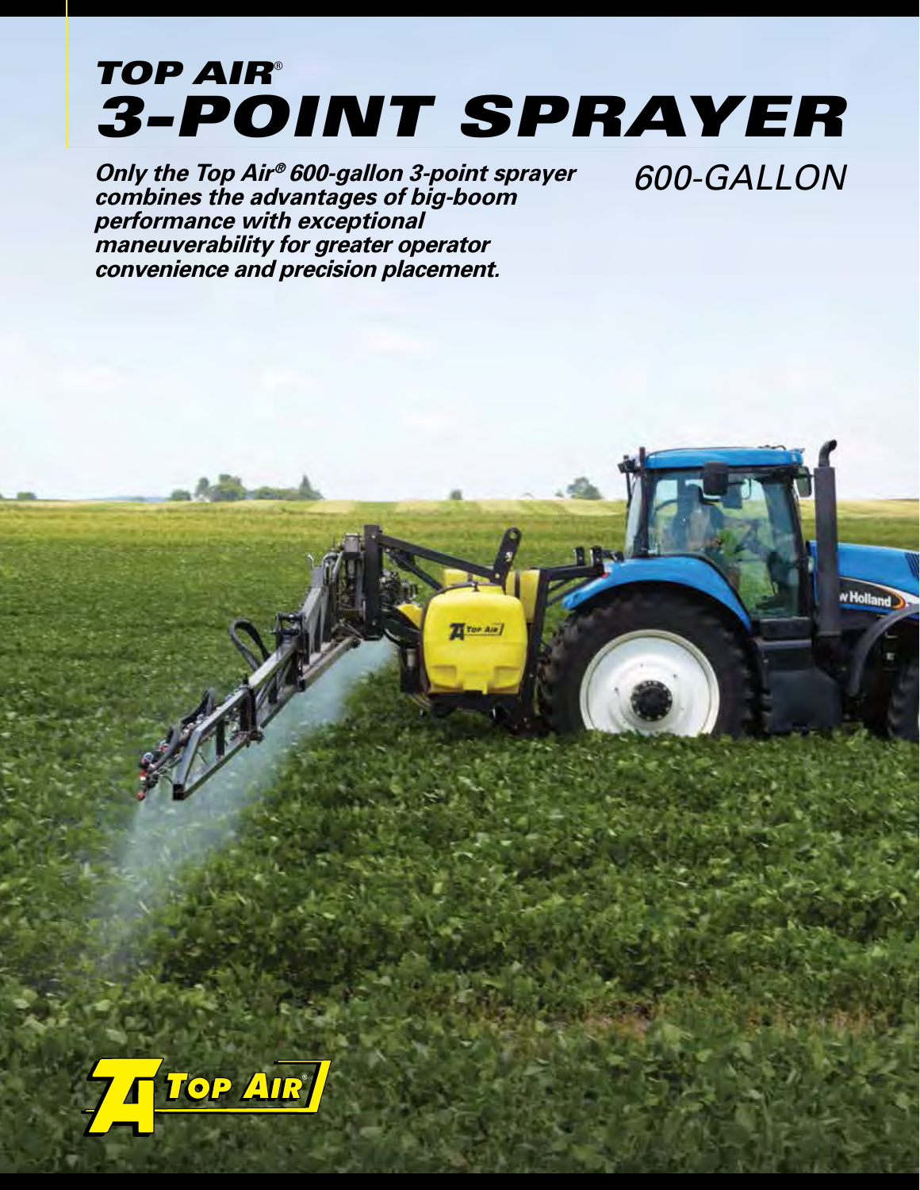# TOP AIR®
# 3-POINT SPRAYER

## 600-GALLON

***Only the Top Air® 600-gallon 3-point sprayer combines the advantages of big-boom performance with exceptional maneuverability for greater operator convenience and precision placement.***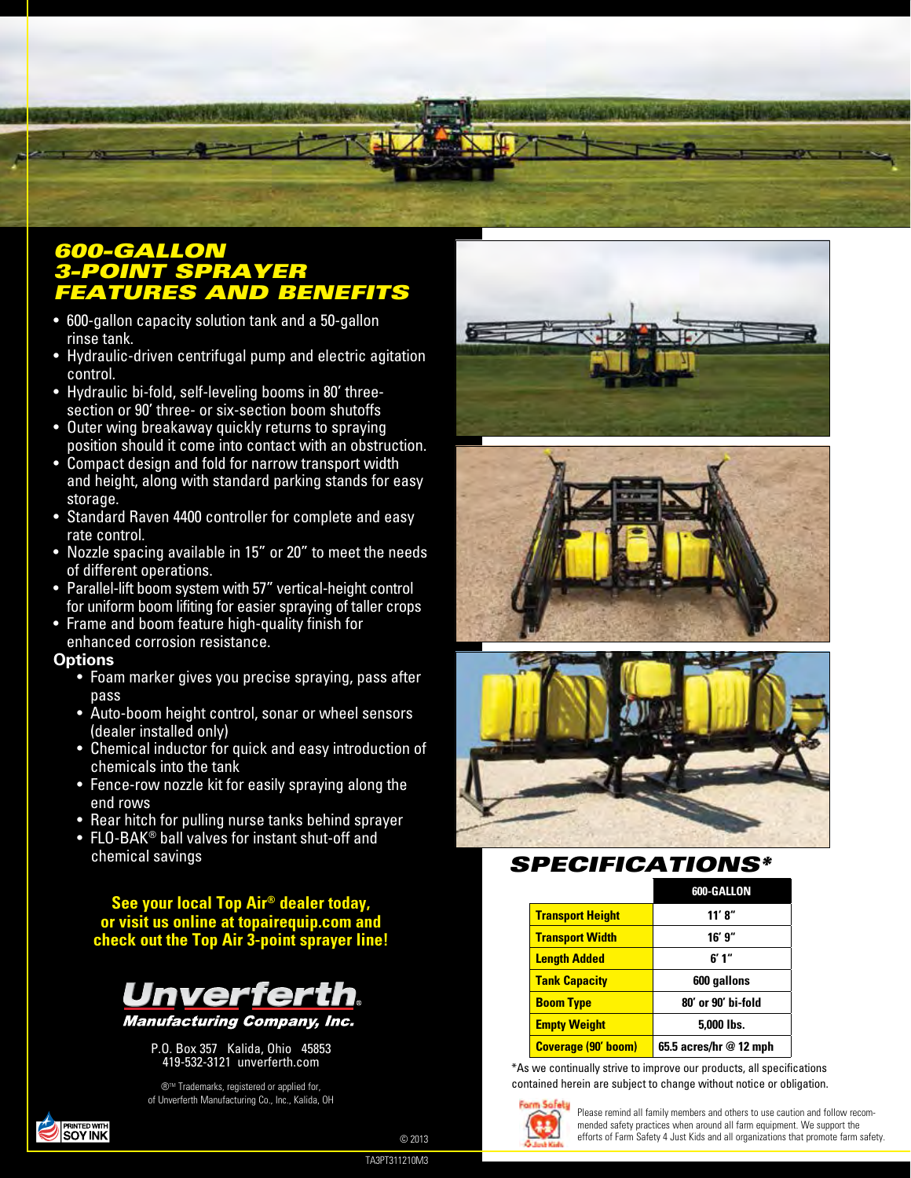## 600-GALLON 3-POINT SPRAYER FEATURES AND BENEFITS

- 600-gallon capacity solution tank and a 50-gallon rinse tank.
- Hydraulic-driven centrifugal pump and electric agitation control.
- Hydraulic bi-fold, self-leveling booms in 80' three-section or 90' three- or six-section boom shutoffs
- Outer wing breakaway quickly returns to spraying position should it come into contact with an obstruction.
- Compact design and fold for narrow transport width and height, along with standard parking stands for easy storage.
- Standard Raven 4400 controller for complete and easy rate control.
- Nozzle spacing available in 15" or 20" to meet the needs of different operations.
- Parallel-lift boom system with 57" vertical-height control for uniform boom lifting for easier spraying of taller crops
- Frame and boom feature high-quality finish for enhanced corrosion resistance.

**Options**

- Foam marker gives you precise spraying, pass after pass
- Auto-boom height control, sonar or wheel sensors (dealer installed only)
- Chemical inductor for quick and easy introduction of chemicals into the tank
- Fence-row nozzle kit for easily spraying along the end rows
- Rear hitch for pulling nurse tanks behind sprayer
- FLO-BAK® ball valves for instant shut-off and chemical savings

**See your local Top Air® dealer today, or visit us online at topairequip.com and check out the Top Air 3-point sprayer line!**

**Unverferth Manufacturing Company, Inc.**

P.O. Box 357 Kalida, Ohio 45853
419-532-3121 unverferth.com

®™ Trademarks, registered or applied for, of Unverferth Manufacturing Co., Inc., Kalida, OH

## SPECIFICATIONS*

| | 600-GALLON |
|---|---|
| Transport Height | 11' 8" |
| Transport Width | 16' 9" |
| Length Added | 6' 1" |
| Tank Capacity | 600 gallons |
| Boom Type | 80' or 90' bi-fold |
| Empty Weight | 5,000 lbs. |
| Coverage (90' boom) | 65.5 acres/hr @ 12 mph |

*As we continually strive to improve our products, all specifications contained herein are subject to change without notice or obligation.

Please remind all family members and others to use caution and follow recommended safety practices when around all farm equipment. We support the efforts of Farm Safety 4 Just Kids and all organizations that promote farm safety.

PRINTED WITH SOY INK

© 2013

TA3PT311210M3